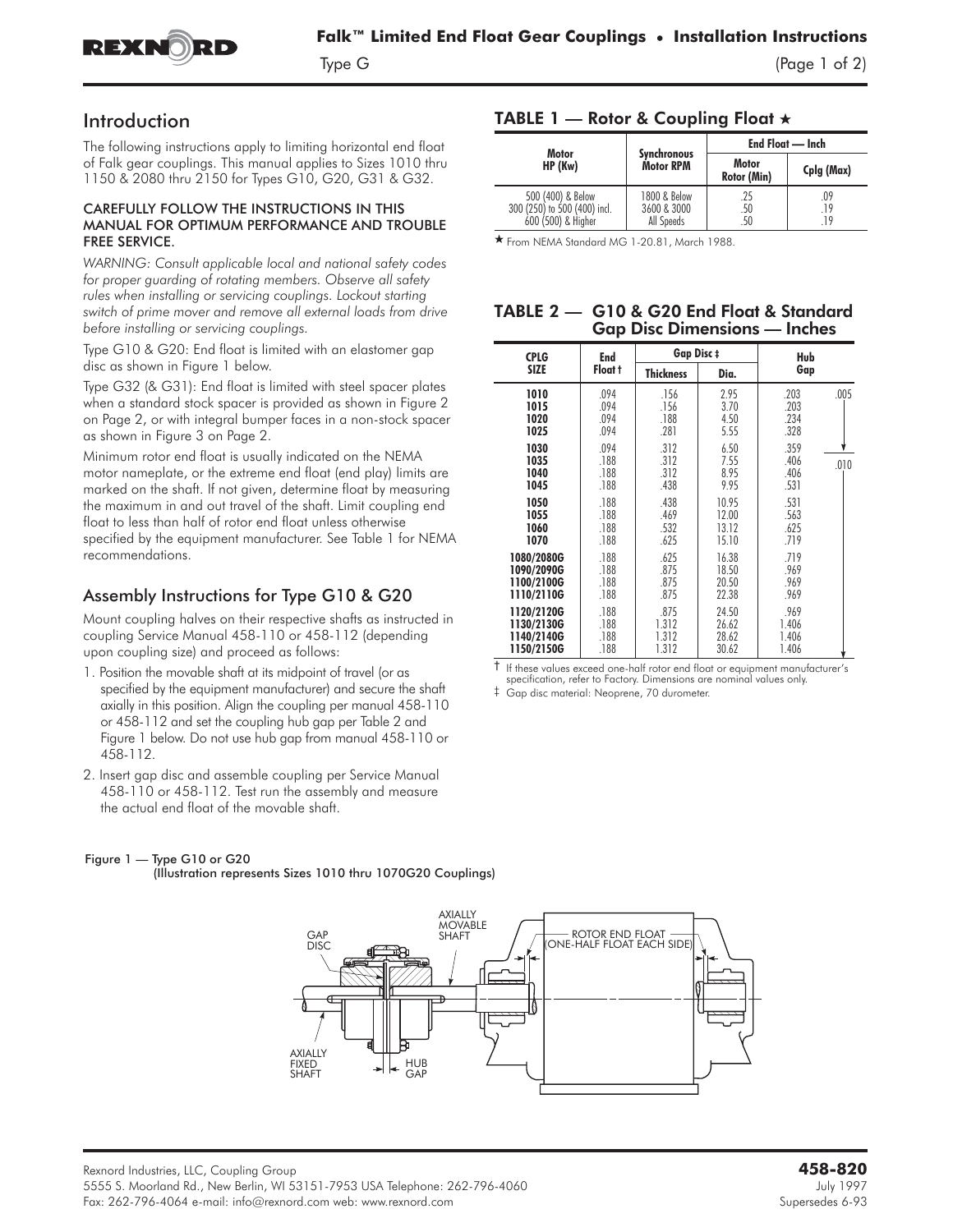# Falk™ Limited End Float Gear Couplings • Installation Instructions

Type G

## Introduction

The following instructions apply to limiting horizontal end float of Falk gear couplings. This manual applies to Sizes 1010 thru 1150 & 2080 thru 2150 for Types G10, G20, G31 & G32.

**CAREFULLY FOLLOW THE INSTRUCTIONS IN THIS MANUAL FOR OPTIMUM PERFORMANCE AND TROUBLE FREE SERVICE.**

*WARNING: Consult applicable local and national safety codes for proper guarding of rotating members. Observe all safety rules when installing or servicing couplings. Lockout starting switch of prime mover and remove all external loads from drive before installing or servicing couplings.*

Type G10 & G20: End float is limited with an elastomer gap disc as shown in Figure 1 below.

Type G32 (& G31): End float is limited with steel spacer plates when a standard stock spacer is provided as shown in Figure 2 on Page 2, or with integral bumper faces in a non-stock spacer as shown in Figure 3 on Page 2.

Minimum rotor end float is usually indicated on the NEMA motor nameplate, or the extreme end float (end play) limits are marked on the shaft. If not given, determine float by measuring the maximum in and out travel of the shaft. Limit coupling end float to less than half of rotor end float unless otherwise specified by the equipment manufacturer. See Table 1 for NEMA recommendations.

## Assembly Instructions for Type G10 & G20

Mount coupling halves on their respective shafts as instructed in coupling Service Manual 458-110 or 458-112 (depending upon coupling size) and proceed as follows:

1. Position the movable shaft at its midpoint of travel (or as specified by the equipment manufacturer) and secure the shaft axially in this position. Align the coupling per manual 458-110 or 458-112 and set the coupling hub gap per Table 2 and Figure 1 below. Do not use hub gap from manual 458-110 or 458-112.
2. Insert gap disc and assemble coupling per Service Manual 458-110 or 458-112. Test run the assembly and measure the actual end float of the movable shaft.

### TABLE 1 — Rotor & Coupling Float ★

| Motor HP (Kw) | Synchronous Motor RPM | End Float — Inch | |
|---|---|---|---|
| | | Motor Rotor (Min) | Cplg (Max) |
| 500 (400) & Below | 1800 & Below | .25 | .09 |
| 300 (250) to 500 (400) incl. | 3600 & 3000 | .50 | .19 |
| 600 (500) & Higher | All Speeds | .50 | .19 |

★ From NEMA Standard MG 1-20.81, March 1988.

### TABLE 2 — G10 & G20 End Float & Standard Gap Disc Dimensions — Inches

| CPLG SIZE | End Float † | Gap Disc ‡ | | Hub Gap | |
|---|---|---|---|---|---|
| | | Thickness | Dia. | | |
| 1010 | .094 | .156 | 2.95 | .203 | .005 |
| 1015 | .094 | .156 | 3.70 | .203 | |
| 1020 | .094 | .188 | 4.50 | .234 | |
| 1025 | .094 | .281 | 5.55 | .328 | |
| 1030 | .094 | .312 | 6.50 | .359 | |
| 1035 | .188 | .312 | 7.55 | .406 | .010 |
| 1040 | .188 | .312 | 8.95 | .406 | |
| 1045 | .188 | .438 | 9.95 | .531 | |
| 1050 | .188 | .438 | 10.95 | .531 | |
| 1055 | .188 | .469 | 12.00 | .563 | |
| 1060 | .188 | .532 | 13.12 | .625 | |
| 1070 | .188 | .625 | 15.10 | .719 | |
| 1080/2080G | .188 | .625 | 16.38 | .719 | |
| 1090/2090G | .188 | .875 | 18.50 | .969 | |
| 1100/2100G | .188 | .875 | 20.50 | .969 | |
| 1110/2110G | .188 | .875 | 22.38 | .969 | |
| 1120/2120G | .188 | .875 | 24.50 | .969 | |
| 1130/2130G | .188 | 1.312 | 26.62 | 1.406 | |
| 1140/2140G | .188 | 1.312 | 28.62 | 1.406 | |
| 1150/2150G | .188 | 1.312 | 30.62 | 1.406 | |

† If these values exceed one-half rotor end float or equipment manufacturer's specification, refer to Factory. Dimensions are nominal values only.

‡ Gap disc material: Neoprene, 70 durometer.

Figure 1 — Type G10 or G20 (Illustration represents Sizes 1010 thru 1070G20 Couplings)

GAP DISC · AXIALLY MOVABLE SHAFT · ROTOR END FLOAT (ONE-HALF FLOAT EACH SIDE) · AXIALLY FIXED SHAFT · HUB GAP

Rexnord Industries, LLC, Coupling Group
5555 S. Moorland Rd., New Berlin, WI 53151-7953 USA Telephone: 262-796-4060
Fax: 262-796-4064 e-mail: info@rexnord.com web: www.rexnord.com

**458-820**
July 1997
Supersedes 6-93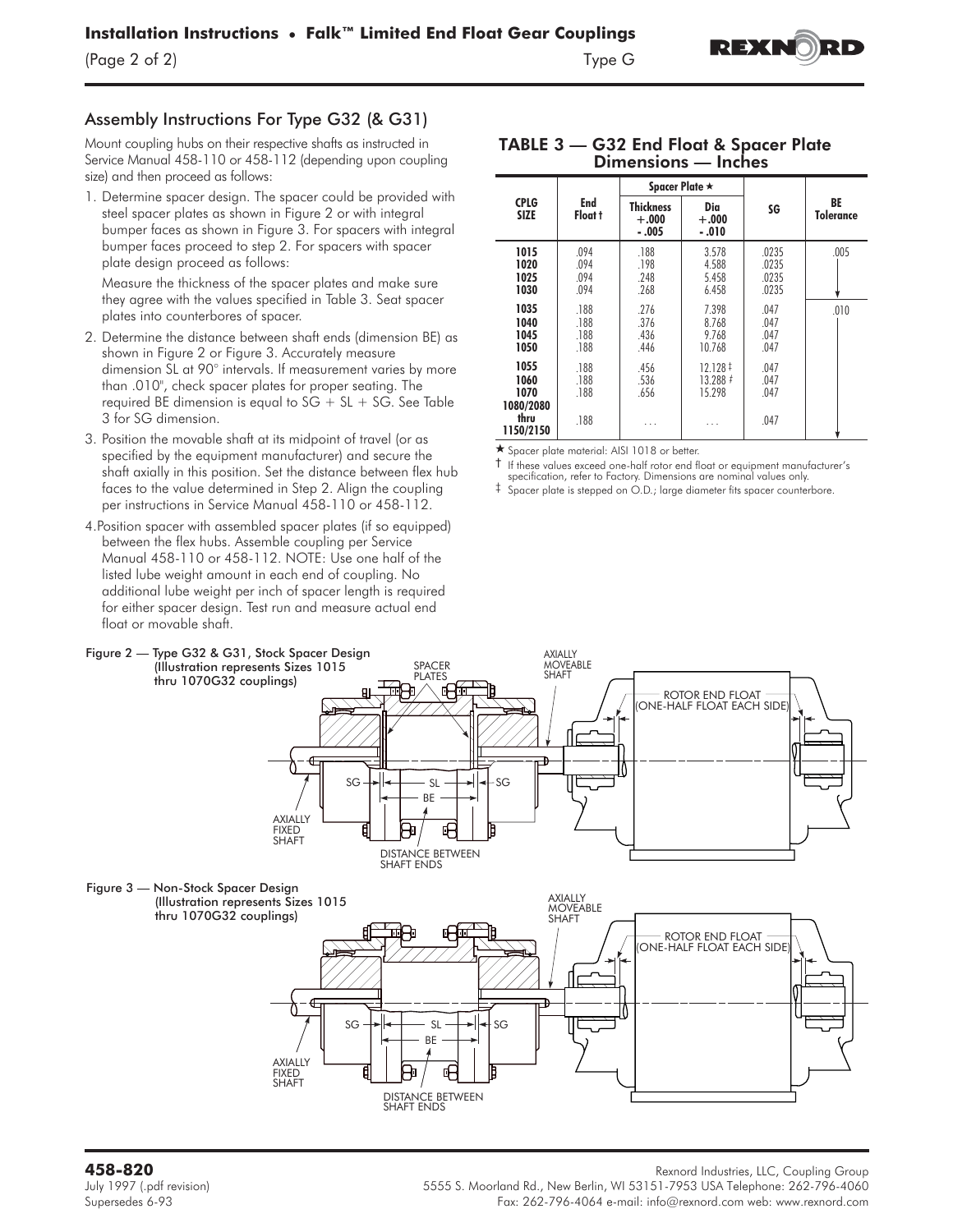## Assembly Instructions For Type G32 (& G31)

Mount coupling hubs on their respective shafts as instructed in Service Manual 458-110 or 458-112 (depending upon coupling size) and then proceed as follows:

1. Determine spacer design. The spacer could be provided with steel spacer plates as shown in Figure 2 or with integral bumper faces as shown in Figure 3. For spacers with integral bumper faces proceed to step 2. For spacers with spacer plate design proceed as follows:

   Measure the thickness of the spacer plates and make sure they agree with the values specified in Table 3. Seat spacer plates into counterbores of spacer.

2. Determine the distance between shaft ends (dimension BE) as shown in Figure 2 or Figure 3. Accurately measure dimension SL at 90° intervals. If measurement varies by more than .010", check spacer plates for proper seating. The required BE dimension is equal to SG + SL + SG. See Table 3 for SG dimension.

3. Position the movable shaft at its midpoint of travel (or as specified by the equipment manufacturer) and secure the shaft axially in this position. Set the distance between flex hub faces to the value determined in Step 2. Align the coupling per instructions in Service Manual 458-110 or 458-112.

4. Position spacer with assembled spacer plates (if so equipped) between the flex hubs. Assemble coupling per Service Manual 458-110 or 458-112. NOTE: Use one half of the listed lube weight amount in each end of coupling. No additional lube weight per inch of spacer length is required for either spacer design. Test run and measure actual end float or movable shaft.

### TABLE 3 — G32 End Float & Spacer Plate Dimensions — Inches

| CPLG SIZE | End Float † | Spacer Plate ★ | | SG | BE Tolerance |
|---|---|---|---|---|---|
| | | Thickness +.000 -.005 | Dia +.000 -.010 | | |
| 1015 | .094 | .188 | 3.578 | .0235 | .005 |
| 1020 | .094 | .198 | 4.588 | .0235 | ↓ |
| 1025 | .094 | .248 | 5.458 | .0235 | ↓ |
| 1030 | .094 | .268 | 6.458 | .0235 | ↓ |
| 1035 | .188 | .276 | 7.398 | .047 | .010 |
| 1040 | .188 | .376 | 8.768 | .047 | ↓ |
| 1045 | .188 | .436 | 9.768 | .047 | ↓ |
| 1050 | .188 | .446 | 10.768 | .047 | ↓ |
| 1055 | .188 | .456 | 12.128 ‡ | .047 | ↓ |
| 1060 | .188 | .536 | 13.288 ‡ | .047 | ↓ |
| 1070 | .188 | .656 | 15.298 | .047 | ↓ |
| 1080/2080 thru 1150/2150 | .188 | . . . | . . . | .047 | ↓ |

★ Spacer plate material: AISI 1018 or better.

† If these values exceed one-half rotor end float or equipment manufacturer's specification, refer to Factory. Dimensions are nominal values only.

‡ Spacer plate is stepped on O.D.; large diameter fits spacer counterbore.

Figure 2 — Type G32 & G31, Stock Spacer Design (Illustration represents Sizes 1015 thru 1070G32 couplings)

SPACER PLATES
AXIALLY MOVEABLE SHAFT
ROTOR END FLOAT (ONE-HALF FLOAT EACH SIDE)
SG
SL
SG
BE
AXIALLY FIXED SHAFT
DISTANCE BETWEEN SHAFT ENDS

Figure 3 — Non-Stock Spacer Design (Illustration represents Sizes 1015 thru 1070G32 couplings)

AXIALLY MOVEABLE SHAFT
ROTOR END FLOAT (ONE-HALF FLOAT EACH SIDE)
SG
SL
SG
BE
AXIALLY FIXED SHAFT
DISTANCE BETWEEN SHAFT ENDS

**458-820**
July 1997 (.pdf revision)
Supersedes 6-93

Rexnord Industries, LLC, Coupling Group
5555 S. Moorland Rd., New Berlin, WI 53151-7953 USA Telephone: 262-796-4060
Fax: 262-796-4064 e-mail: info@rexnord.com web: www.rexnord.com